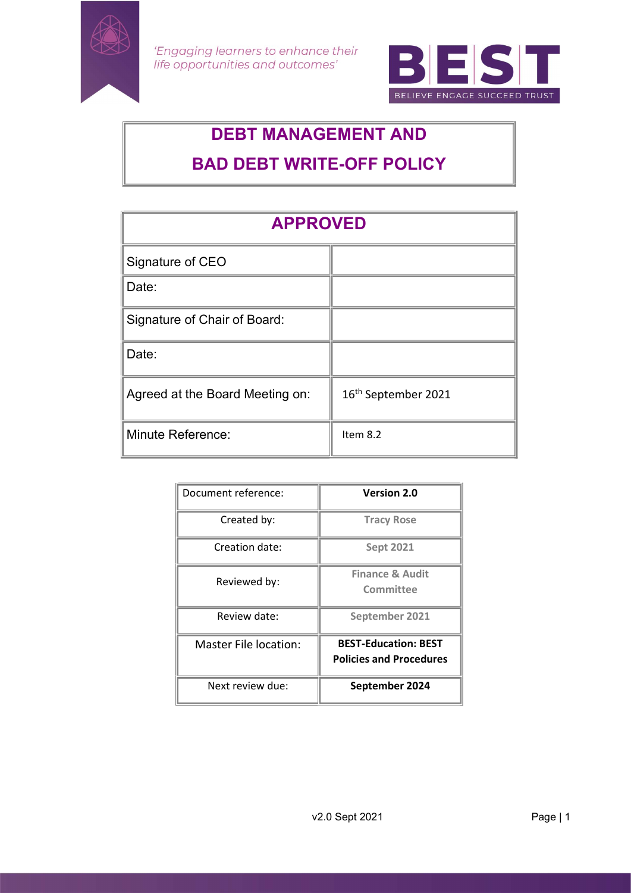*'Engaging learners to enhance their life opportunities and outcomes'*

**BEST**

BELIEVE ENGAGE SUCCEED TRUST

# DEBT MANAGEMENT AND BAD DEBT WRITE-OFF POLICY

| APPROVED | |
|---|---|
| Signature of CEO | |
| Date: | |
| Signature of Chair of Board: | |
| Date: | |
| Agreed at the Board Meeting on: | 16th September 2021 |
| Minute Reference: | Item 8.2 |

| Document reference: | **Version 2.0** |
|---|---|
| Created by: | Tracy Rose |
| Creation date: | Sept 2021 |
| Reviewed by: | Finance & Audit Committee |
| Review date: | September 2021 |
| Master File location: | **BEST-Education: BEST Policies and Procedures** |
| Next review due: | **September 2024** |

v2.0 Sept 2021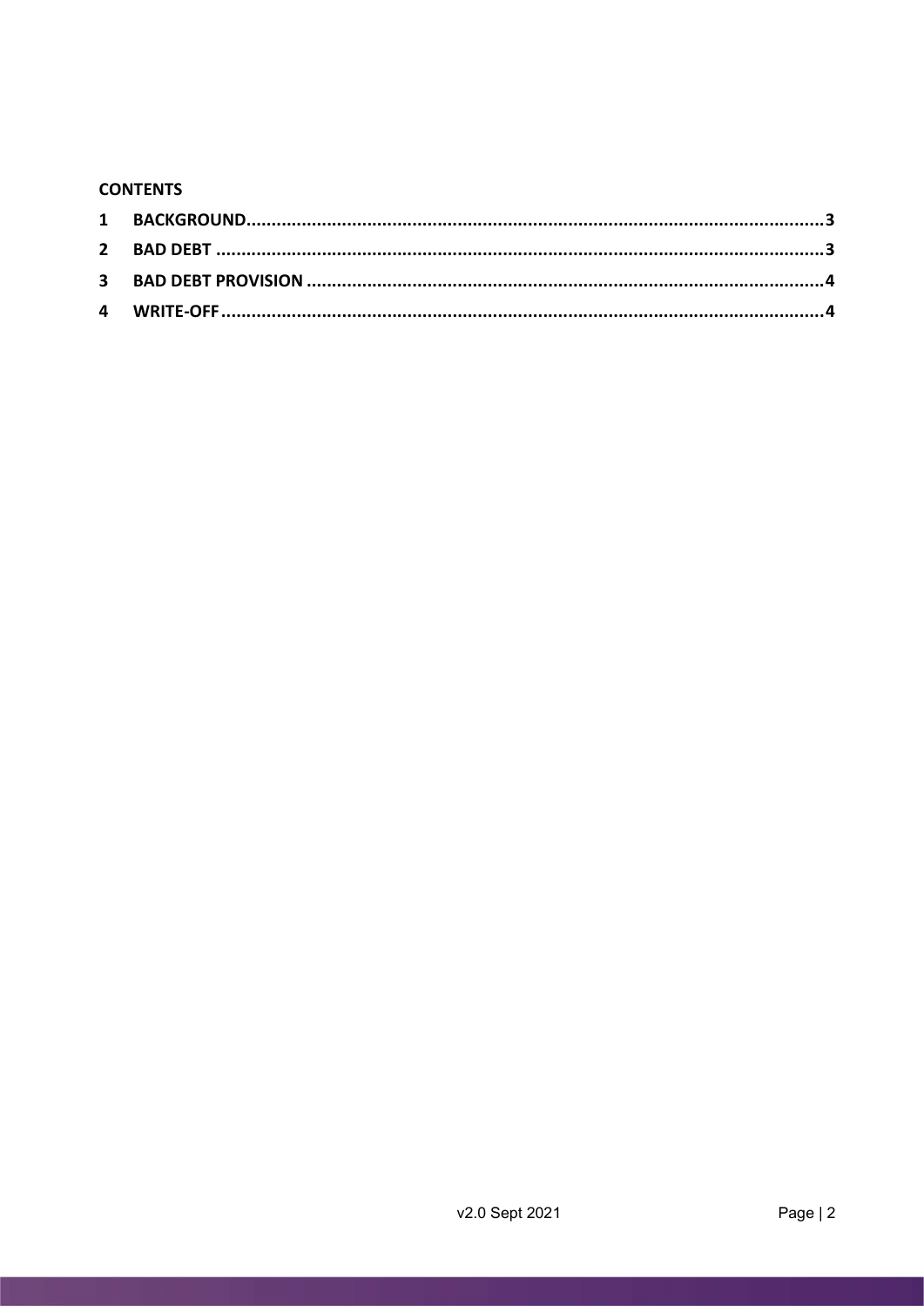**CONTENTS**

1 BACKGROUND....................................................................................................................3

2 BAD DEBT .........................................................................................................................3

3 BAD DEBT PROVISION ......................................................................................................4

4 WRITE-OFF........................................................................................................................4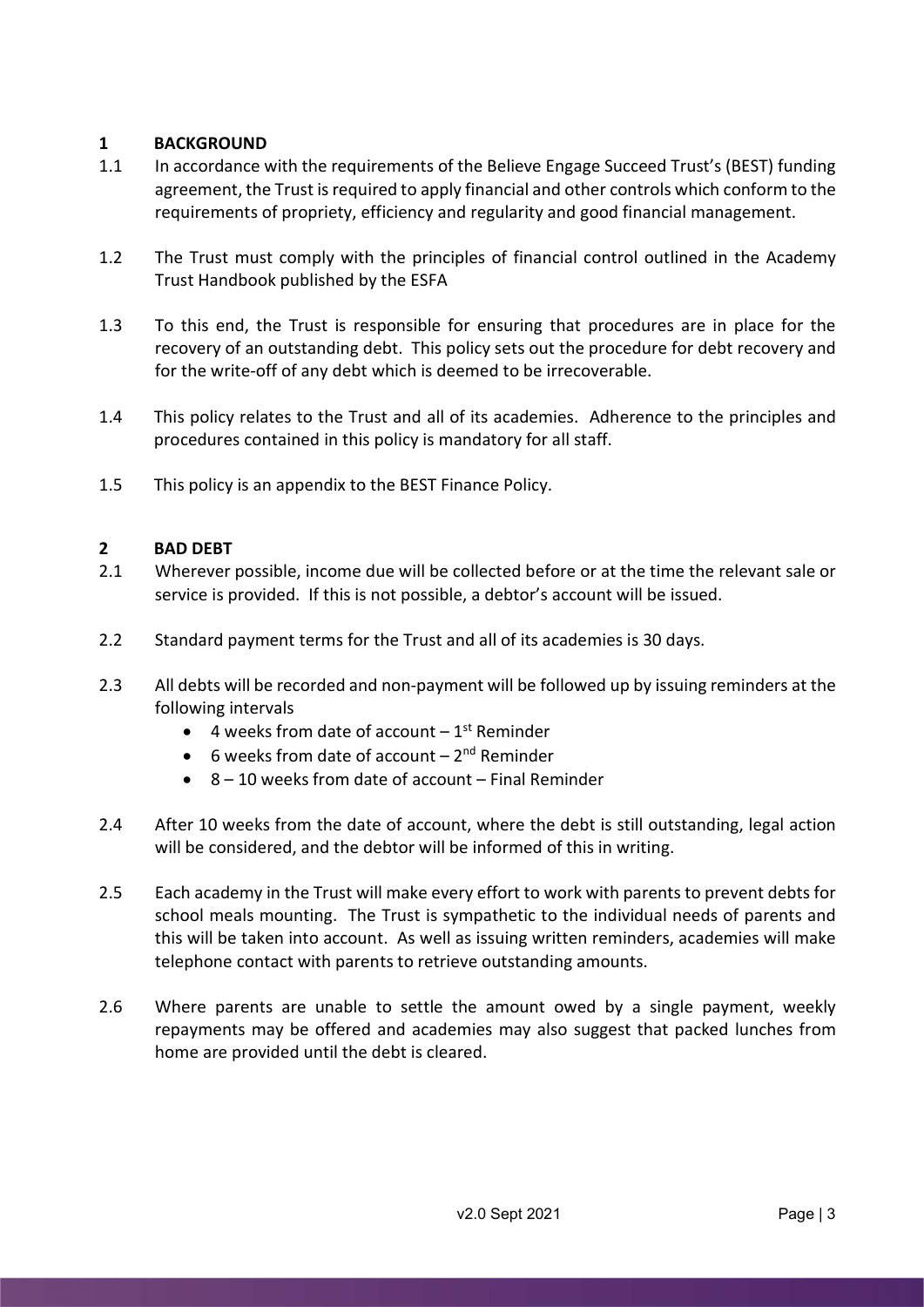## 1 BACKGROUND

1.1 In accordance with the requirements of the Believe Engage Succeed Trust's (BEST) funding agreement, the Trust is required to apply financial and other controls which conform to the requirements of propriety, efficiency and regularity and good financial management.

1.2 The Trust must comply with the principles of financial control outlined in the Academy Trust Handbook published by the ESFA

1.3 To this end, the Trust is responsible for ensuring that procedures are in place for the recovery of an outstanding debt. This policy sets out the procedure for debt recovery and for the write-off of any debt which is deemed to be irrecoverable.

1.4 This policy relates to the Trust and all of its academies. Adherence to the principles and procedures contained in this policy is mandatory for all staff.

1.5 This policy is an appendix to the BEST Finance Policy.

## 2 BAD DEBT

2.1 Wherever possible, income due will be collected before or at the time the relevant sale or service is provided. If this is not possible, a debtor's account will be issued.

2.2 Standard payment terms for the Trust and all of its academies is 30 days.

2.3 All debts will be recorded and non-payment will be followed up by issuing reminders at the following intervals

- 4 weeks from date of account – 1st Reminder
- 6 weeks from date of account – 2nd Reminder
- 8 – 10 weeks from date of account – Final Reminder

2.4 After 10 weeks from the date of account, where the debt is still outstanding, legal action will be considered, and the debtor will be informed of this in writing.

2.5 Each academy in the Trust will make every effort to work with parents to prevent debts for school meals mounting. The Trust is sympathetic to the individual needs of parents and this will be taken into account. As well as issuing written reminders, academies will make telephone contact with parents to retrieve outstanding amounts.

2.6 Where parents are unable to settle the amount owed by a single payment, weekly repayments may be offered and academies may also suggest that packed lunches from home are provided until the debt is cleared.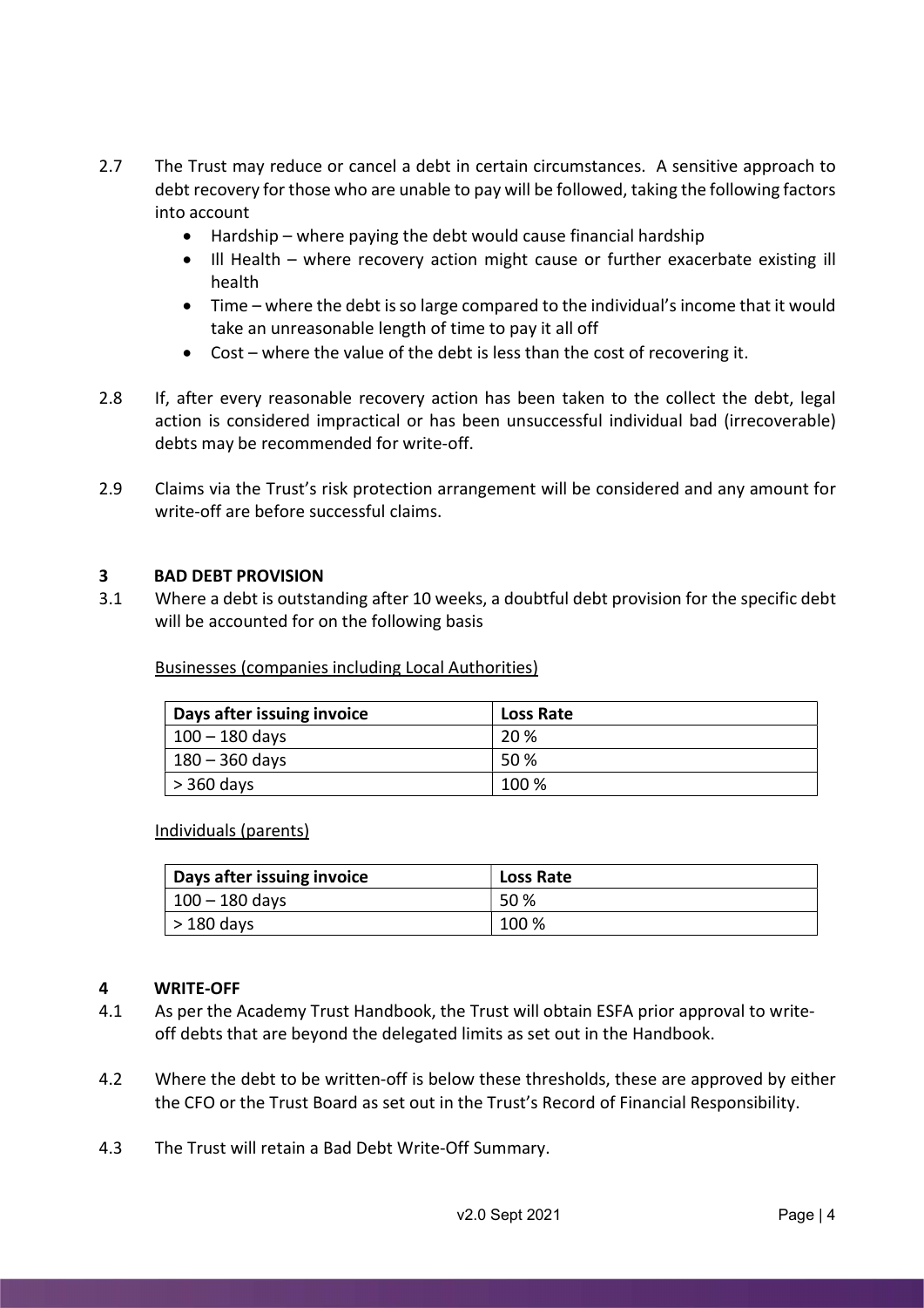2.7 The Trust may reduce or cancel a debt in certain circumstances. A sensitive approach to debt recovery for those who are unable to pay will be followed, taking the following factors into account

- Hardship – where paying the debt would cause financial hardship
- Ill Health – where recovery action might cause or further exacerbate existing ill health
- Time – where the debt is so large compared to the individual's income that it would take an unreasonable length of time to pay it all off
- Cost – where the value of the debt is less than the cost of recovering it.

2.8 If, after every reasonable recovery action has been taken to the collect the debt, legal action is considered impractical or has been unsuccessful individual bad (irrecoverable) debts may be recommended for write-off.

2.9 Claims via the Trust's risk protection arrangement will be considered and any amount for write-off are before successful claims.

## 3 BAD DEBT PROVISION

3.1 Where a debt is outstanding after 10 weeks, a doubtful debt provision for the specific debt will be accounted for on the following basis

Businesses (companies including Local Authorities)

| Days after issuing invoice | Loss Rate |
|---|---|
| 100 – 180 days | 20 % |
| 180 – 360 days | 50 % |
| > 360 days | 100 % |

Individuals (parents)

| Days after issuing invoice | Loss Rate |
|---|---|
| 100 – 180 days | 50 % |
| > 180 days | 100 % |

## 4 WRITE-OFF

4.1 As per the Academy Trust Handbook, the Trust will obtain ESFA prior approval to write-off debts that are beyond the delegated limits as set out in the Handbook.

4.2 Where the debt to be written-off is below these thresholds, these are approved by either the CFO or the Trust Board as set out in the Trust's Record of Financial Responsibility.

4.3 The Trust will retain a Bad Debt Write-Off Summary.